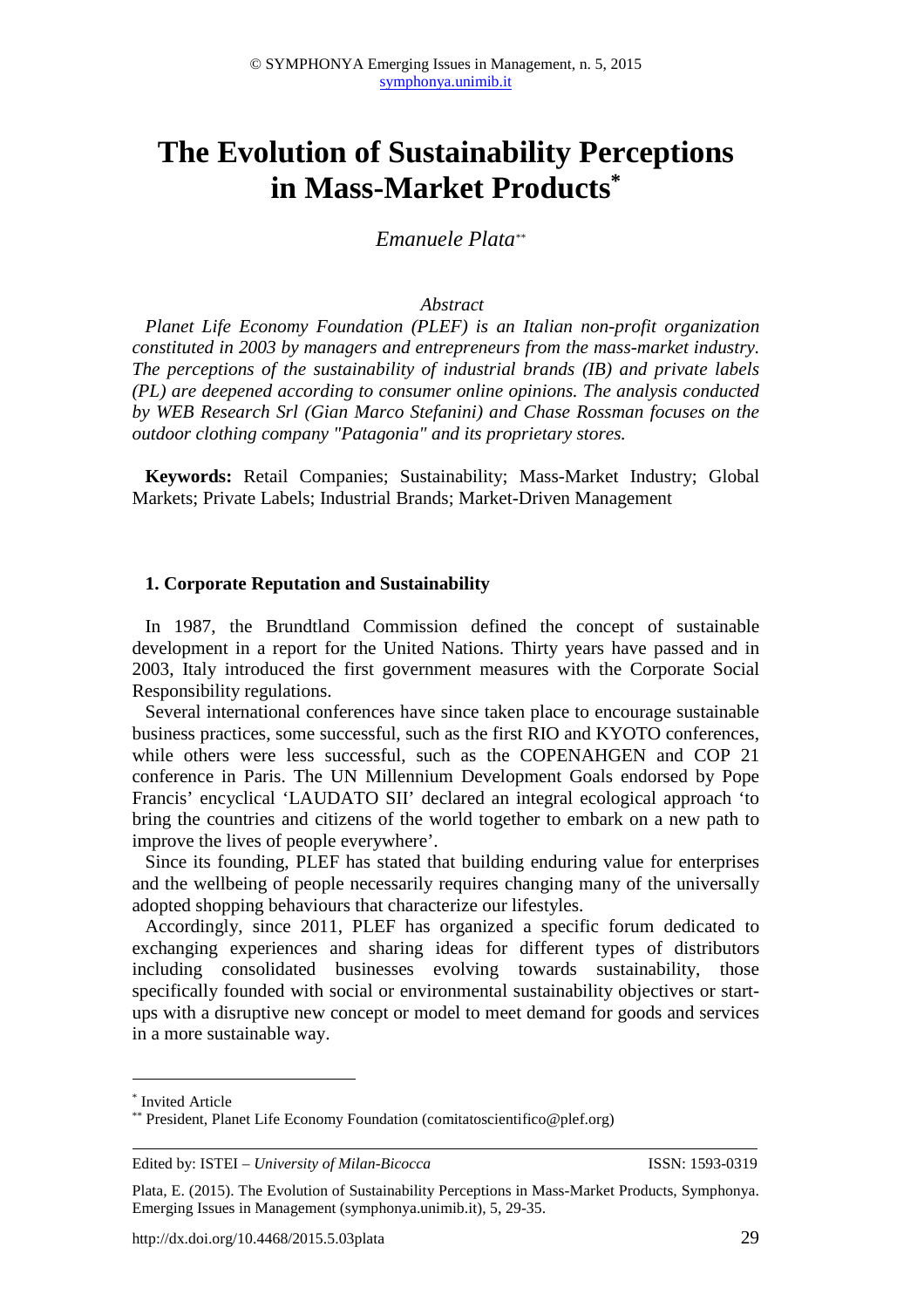# The Evolution of Sustainability Perceptions in Mass-Market Products[*]

*Emanuele Plata*[**]

*Abstract*

*Planet Life Economy Foundation (PLEF) is an Italian non-profit organization constituted in 2003 by managers and entrepreneurs from the mass-market industry. The perceptions of the sustainability of industrial brands (IB) and private labels (PL) are deepened according to consumer online opinions. The analysis conducted by WEB Research Srl (Gian Marco Stefanini) and Chase Rossman focuses on the outdoor clothing company "Patagonia" and its proprietary stores.*

**Keywords:** Retail Companies; Sustainability; Mass-Market Industry; Global Markets; Private Labels; Industrial Brands; Market-Driven Management

## 1. Corporate Reputation and Sustainability

In 1987, the Brundtland Commission defined the concept of sustainable development in a report for the United Nations. Thirty years have passed and in 2003, Italy introduced the first government measures with the Corporate Social Responsibility regulations.

Several international conferences have since taken place to encourage sustainable business practices, some successful, such as the first RIO and KYOTO conferences, while others were less successful, such as the COPENAHGEN and COP 21 conference in Paris. The UN Millennium Development Goals endorsed by Pope Francis' encyclical 'LAUDATO SII' declared an integral ecological approach 'to bring the countries and citizens of the world together to embark on a new path to improve the lives of people everywhere'.

Since its founding, PLEF has stated that building enduring value for enterprises and the wellbeing of people necessarily requires changing many of the universally adopted shopping behaviours that characterize our lifestyles.

Accordingly, since 2011, PLEF has organized a specific forum dedicated to exchanging experiences and sharing ideas for different types of distributors including consolidated businesses evolving towards sustainability, those specifically founded with social or environmental sustainability objectives or start-ups with a disruptive new concept or model to meet demand for goods and services in a more sustainable way.

---

[*] Invited Article

[**] President, Planet Life Economy Foundation (comitatoscientifico@plef.org)

Plata, E. (2015). The Evolution of Sustainability Perceptions in Mass-Market Products, Symphonya. Emerging Issues in Management (symphonya.unimib.it), 5, 29-35.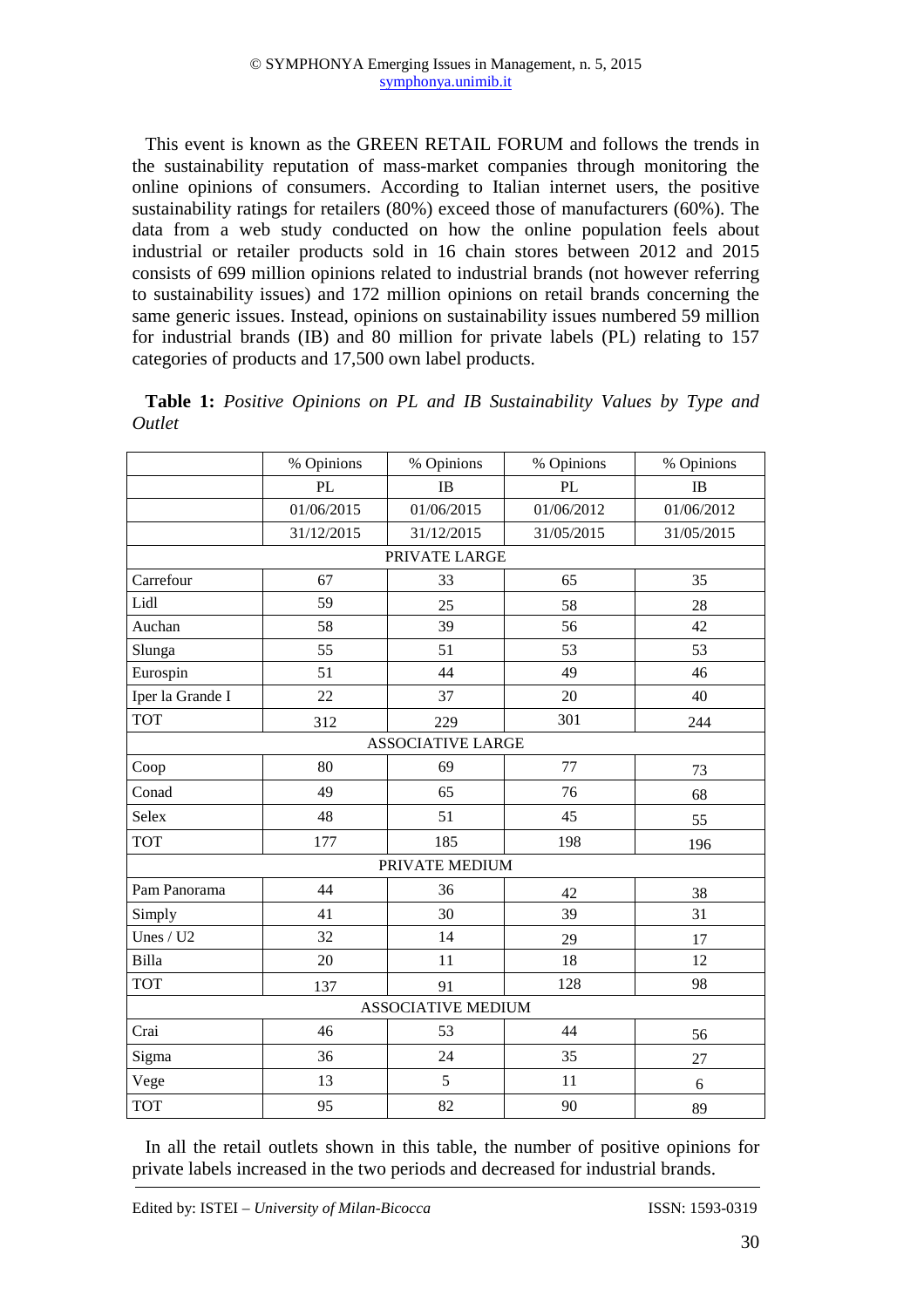This event is known as the GREEN RETAIL FORUM and follows the trends in the sustainability reputation of mass-market companies through monitoring the online opinions of consumers. According to Italian internet users, the positive sustainability ratings for retailers (80%) exceed those of manufacturers (60%). The data from a web study conducted on how the online population feels about industrial or retailer products sold in 16 chain stores between 2012 and 2015 consists of 699 million opinions related to industrial brands (not however referring to sustainability issues) and 172 million opinions on retail brands concerning the same generic issues. Instead, opinions on sustainability issues numbered 59 million for industrial brands (IB) and 80 million for private labels (PL) relating to 157 categories of products and 17,500 own label products.

**Table 1:** *Positive Opinions on PL and IB Sustainability Values by Type and Outlet*

| | % Opinions | % Opinions | % Opinions | % Opinions |
|---|---|---|---|---|
| | PL | IB | PL | IB |
| | 01/06/2015 | 01/06/2015 | 01/06/2012 | 01/06/2012 |
| | 31/12/2015 | 31/12/2015 | 31/05/2015 | 31/05/2015 |
| PRIVATE LARGE | | | | |
| Carrefour | 67 | 33 | 65 | 35 |
| Lidl | 59 | 25 | 58 | 28 |
| Auchan | 58 | 39 | 56 | 42 |
| Slunga | 55 | 51 | 53 | 53 |
| Eurospin | 51 | 44 | 49 | 46 |
| Iper la Grande I | 22 | 37 | 20 | 40 |
| TOT | 312 | 229 | 301 | 244 |
| ASSOCIATIVE LARGE | | | | |
| Coop | 80 | 69 | 77 | 73 |
| Conad | 49 | 65 | 76 | 68 |
| Selex | 48 | 51 | 45 | 55 |
| TOT | 177 | 185 | 198 | 196 |
| PRIVATE MEDIUM | | | | |
| Pam Panorama | 44 | 36 | 42 | 38 |
| Simply | 41 | 30 | 39 | 31 |
| Unes / U2 | 32 | 14 | 29 | 17 |
| Billa | 20 | 11 | 18 | 12 |
| TOT | 137 | 91 | 128 | 98 |
| ASSOCIATIVE MEDIUM | | | | |
| Crai | 46 | 53 | 44 | 56 |
| Sigma | 36 | 24 | 35 | 27 |
| Vege | 13 | 5 | 11 | 6 |
| TOT | 95 | 82 | 90 | 89 |

In all the retail outlets shown in this table, the number of positive opinions for private labels increased in the two periods and decreased for industrial brands.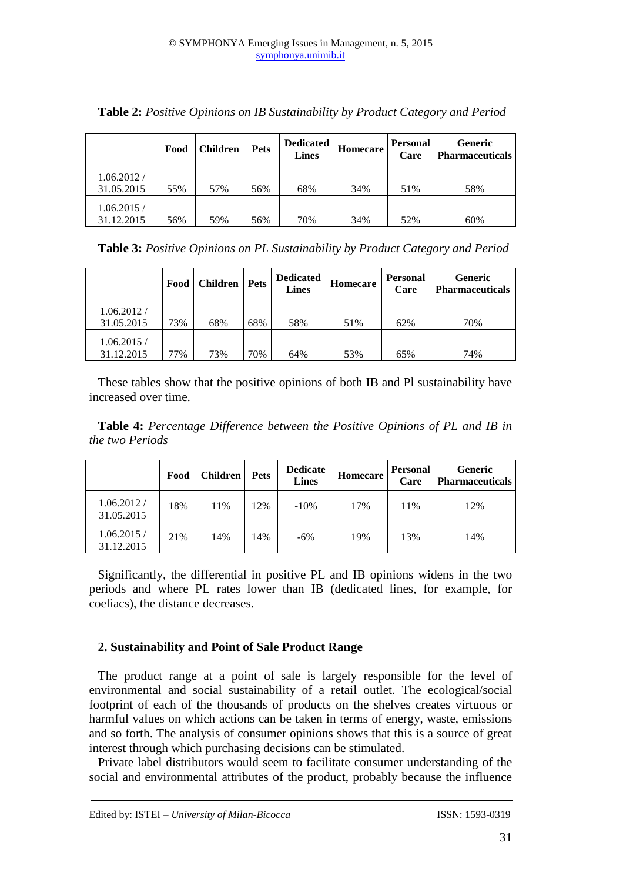**Table 2:** *Positive Opinions on IB Sustainability by Product Category and Period*

| | Food | Children | Pets | Dedicated Lines | Homecare | Personal Care | Generic Pharmaceuticals |
|---|---|---|---|---|---|---|---|
| 1.06.2012 / 31.05.2015 | 55% | 57% | 56% | 68% | 34% | 51% | 58% |
| 1.06.2015 / 31.12.2015 | 56% | 59% | 56% | 70% | 34% | 52% | 60% |

**Table 3:** *Positive Opinions on PL Sustainability by Product Category and Period*

| | Food | Children | Pets | Dedicated Lines | Homecare | Personal Care | Generic Pharmaceuticals |
|---|---|---|---|---|---|---|---|
| 1.06.2012 / 31.05.2015 | 73% | 68% | 68% | 58% | 51% | 62% | 70% |
| 1.06.2015 / 31.12.2015 | 77% | 73% | 70% | 64% | 53% | 65% | 74% |

These tables show that the positive opinions of both IB and Pl sustainability have increased over time.

**Table 4:** *Percentage Difference between the Positive Opinions of PL and IB in the two Periods*

| | Food | Children | Pets | Dedicate Lines | Homecare | Personal Care | Generic Pharmaceuticals |
|---|---|---|---|---|---|---|---|
| 1.06.2012 / 31.05.2015 | 18% | 11% | 12% | -10% | 17% | 11% | 12% |
| 1.06.2015 / 31.12.2015 | 21% | 14% | 14% | -6% | 19% | 13% | 14% |

Significantly, the differential in positive PL and IB opinions widens in the two periods and where PL rates lower than IB (dedicated lines, for example, for coeliacs), the distance decreases.

## 2. Sustainability and Point of Sale Product Range

The product range at a point of sale is largely responsible for the level of environmental and social sustainability of a retail outlet. The ecological/social footprint of each of the thousands of products on the shelves creates virtuous or harmful values on which actions can be taken in terms of energy, waste, emissions and so forth. The analysis of consumer opinions shows that this is a source of great interest through which purchasing decisions can be stimulated.

Private label distributors would seem to facilitate consumer understanding of the social and environmental attributes of the product, probably because the influence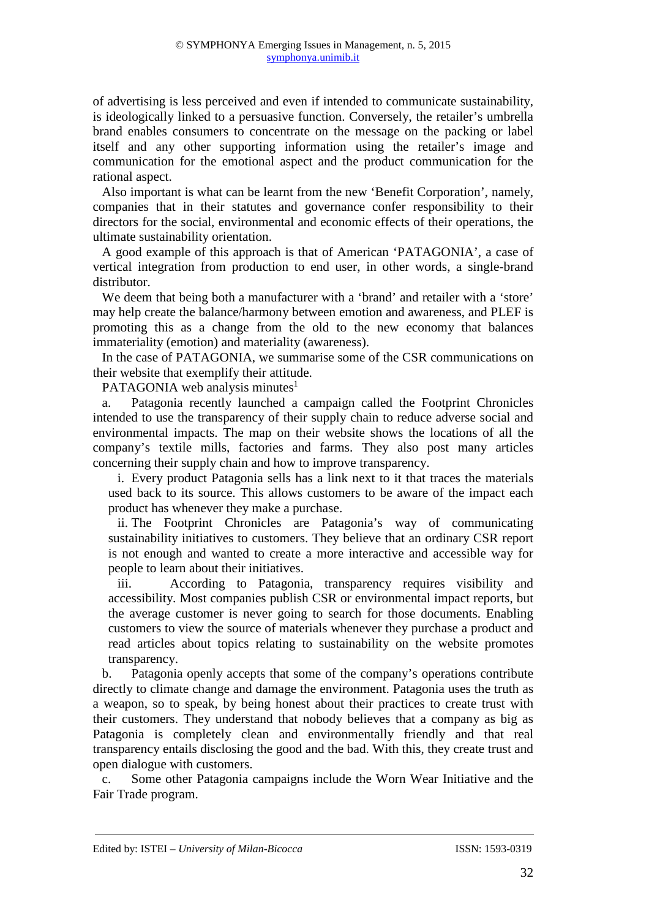of advertising is less perceived and even if intended to communicate sustainability, is ideologically linked to a persuasive function. Conversely, the retailer's umbrella brand enables consumers to concentrate on the message on the packing or label itself and any other supporting information using the retailer's image and communication for the emotional aspect and the product communication for the rational aspect.

Also important is what can be learnt from the new 'Benefit Corporation', namely, companies that in their statutes and governance confer responsibility to their directors for the social, environmental and economic effects of their operations, the ultimate sustainability orientation.

A good example of this approach is that of American 'PATAGONIA', a case of vertical integration from production to end user, in other words, a single-brand distributor.

We deem that being both a manufacturer with a 'brand' and retailer with a 'store' may help create the balance/harmony between emotion and awareness, and PLEF is promoting this as a change from the old to the new economy that balances immateriality (emotion) and materiality (awareness).

In the case of PATAGONIA, we summarise some of the CSR communications on their website that exemplify their attitude.

PATAGONIA web analysis minutes[1]

a. Patagonia recently launched a campaign called the Footprint Chronicles intended to use the transparency of their supply chain to reduce adverse social and environmental impacts. The map on their website shows the locations of all the company's textile mills, factories and farms. They also post many articles concerning their supply chain and how to improve transparency.

   i. Every product Patagonia sells has a link next to it that traces the materials used back to its source. This allows customers to be aware of the impact each product has whenever they make a purchase.

   ii. The Footprint Chronicles are Patagonia's way of communicating sustainability initiatives to customers. They believe that an ordinary CSR report is not enough and wanted to create a more interactive and accessible way for people to learn about their initiatives.

   iii. According to Patagonia, transparency requires visibility and accessibility. Most companies publish CSR or environmental impact reports, but the average customer is never going to search for those documents. Enabling customers to view the source of materials whenever they purchase a product and read articles about topics relating to sustainability on the website promotes transparency.

b. Patagonia openly accepts that some of the company's operations contribute directly to climate change and damage the environment. Patagonia uses the truth as a weapon, so to speak, by being honest about their practices to create trust with their customers. They understand that nobody believes that a company as big as Patagonia is completely clean and environmentally friendly and that real transparency entails disclosing the good and the bad. With this, they create trust and open dialogue with customers.

c. Some other Patagonia campaigns include the Worn Wear Initiative and the Fair Trade program.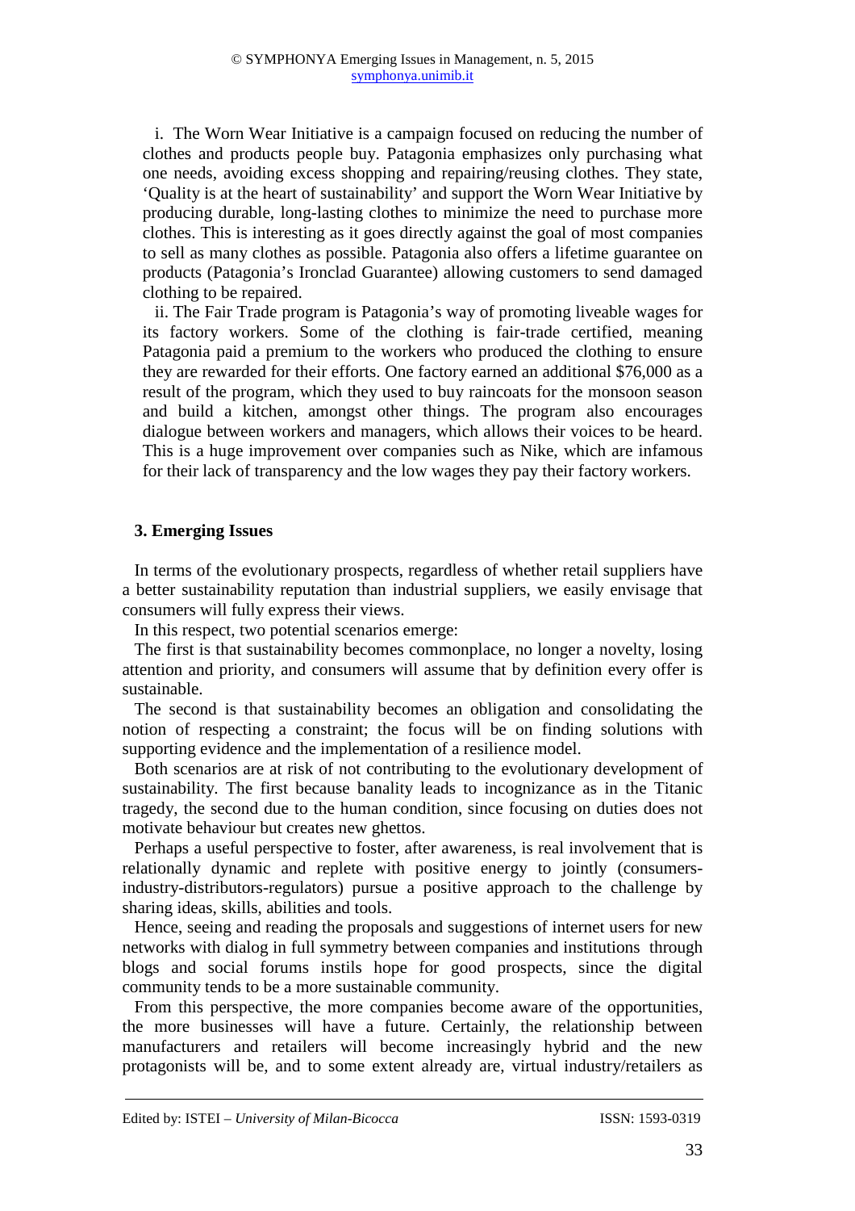i. The Worn Wear Initiative is a campaign focused on reducing the number of clothes and products people buy. Patagonia emphasizes only purchasing what one needs, avoiding excess shopping and repairing/reusing clothes. They state, 'Quality is at the heart of sustainability' and support the Worn Wear Initiative by producing durable, long-lasting clothes to minimize the need to purchase more clothes. This is interesting as it goes directly against the goal of most companies to sell as many clothes as possible. Patagonia also offers a lifetime guarantee on products (Patagonia's Ironclad Guarantee) allowing customers to send damaged clothing to be repaired.

ii. The Fair Trade program is Patagonia's way of promoting liveable wages for its factory workers. Some of the clothing is fair-trade certified, meaning Patagonia paid a premium to the workers who produced the clothing to ensure they are rewarded for their efforts. One factory earned an additional $76,000 as a result of the program, which they used to buy raincoats for the monsoon season and build a kitchen, amongst other things. The program also encourages dialogue between workers and managers, which allows their voices to be heard. This is a huge improvement over companies such as Nike, which are infamous for their lack of transparency and the low wages they pay their factory workers.

## 3. Emerging Issues

In terms of the evolutionary prospects, regardless of whether retail suppliers have a better sustainability reputation than industrial suppliers, we easily envisage that consumers will fully express their views.

In this respect, two potential scenarios emerge:

The first is that sustainability becomes commonplace, no longer a novelty, losing attention and priority, and consumers will assume that by definition every offer is sustainable.

The second is that sustainability becomes an obligation and consolidating the notion of respecting a constraint; the focus will be on finding solutions with supporting evidence and the implementation of a resilience model.

Both scenarios are at risk of not contributing to the evolutionary development of sustainability. The first because banality leads to incognizance as in the Titanic tragedy, the second due to the human condition, since focusing on duties does not motivate behaviour but creates new ghettos.

Perhaps a useful perspective to foster, after awareness, is real involvement that is relationally dynamic and replete with positive energy to jointly (consumers-industry-distributors-regulators) pursue a positive approach to the challenge by sharing ideas, skills, abilities and tools.

Hence, seeing and reading the proposals and suggestions of internet users for new networks with dialog in full symmetry between companies and institutions through blogs and social forums instils hope for good prospects, since the digital community tends to be a more sustainable community.

From this perspective, the more companies become aware of the opportunities, the more businesses will have a future. Certainly, the relationship between manufacturers and retailers will become increasingly hybrid and the new protagonists will be, and to some extent already are, virtual industry/retailers as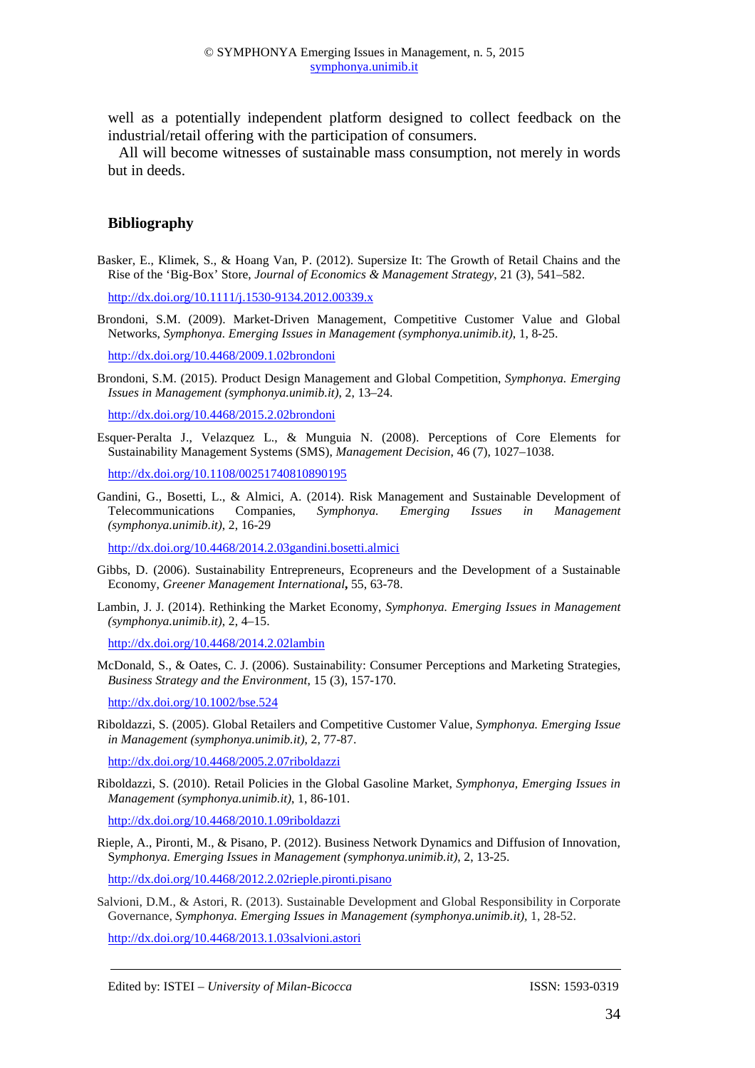well as a potentially independent platform designed to collect feedback on the industrial/retail offering with the participation of consumers.

All will become witnesses of sustainable mass consumption, not merely in words but in deeds.

## Bibliography

Basker, E., Klimek, S., & Hoang Van, P. (2012). Supersize It: The Growth of Retail Chains and the Rise of the 'Big-Box' Store, *Journal of Economics & Management Strategy*, 21 (3), 541–582.

http://dx.doi.org/10.1111/j.1530-9134.2012.00339.x

Brondoni, S.M. (2009). Market-Driven Management, Competitive Customer Value and Global Networks, *Symphonya. Emerging Issues in Management (symphonya.unimib.it)*, 1, 8-25.

http://dx.doi.org/10.4468/2009.1.02brondoni

Brondoni, S.M. (2015). Product Design Management and Global Competition, *Symphonya. Emerging Issues in Management (symphonya.unimib.it)*, 2, 13–24.

http://dx.doi.org/10.4468/2015.2.02brondoni

Esquer‐Peralta J., Velazquez L., & Munguia N. (2008). Perceptions of Core Elements for Sustainability Management Systems (SMS), *Management Decision*, 46 (7), 1027–1038.

http://dx.doi.org/10.1108/00251740810890195

Gandini, G., Bosetti, L., & Almici, A. (2014). Risk Management and Sustainable Development of Telecommunications Companies, *Symphonya. Emerging Issues in Management (symphonya.unimib.it)*, 2, 16-29

http://dx.doi.org/10.4468/2014.2.03gandini.bosetti.almici

Gibbs, D. (2006). Sustainability Entrepreneurs, Ecopreneurs and the Development of a Sustainable Economy, *Greener Management International*, 55, 63-78.

Lambin, J. J. (2014). Rethinking the Market Economy, *Symphonya. Emerging Issues in Management (symphonya.unimib.it)*, 2, 4–15.

http://dx.doi.org/10.4468/2014.2.02lambin

McDonald, S., & Oates, C. J. (2006). Sustainability: Consumer Perceptions and Marketing Strategies, *Business Strategy and the Environment*, 15 (3), 157-170.

http://dx.doi.org/10.1002/bse.524

Riboldazzi, S. (2005). Global Retailers and Competitive Customer Value, *Symphonya. Emerging Issue in Management (symphonya.unimib.it)*, 2, 77-87.

http://dx.doi.org/10.4468/2005.2.07riboldazzi

Riboldazzi, S. (2010). Retail Policies in the Global Gasoline Market, *Symphonya, Emerging Issues in Management (symphonya.unimib.it)*, 1, 86-101.

http://dx.doi.org/10.4468/2010.1.09riboldazzi

Rieple, A., Pironti, M., & Pisano, P. (2012). Business Network Dynamics and Diffusion of Innovation, *Symphonya. Emerging Issues in Management (symphonya.unimib.it)*, 2, 13-25.

http://dx.doi.org/10.4468/2012.2.02rieple.pironti.pisano

Salvioni, D.M., & Astori, R. (2013). Sustainable Development and Global Responsibility in Corporate Governance, *Symphonya. Emerging Issues in Management (symphonya.unimib.it)*, 1, 28-52.

http://dx.doi.org/10.4468/2013.1.03salvioni.astori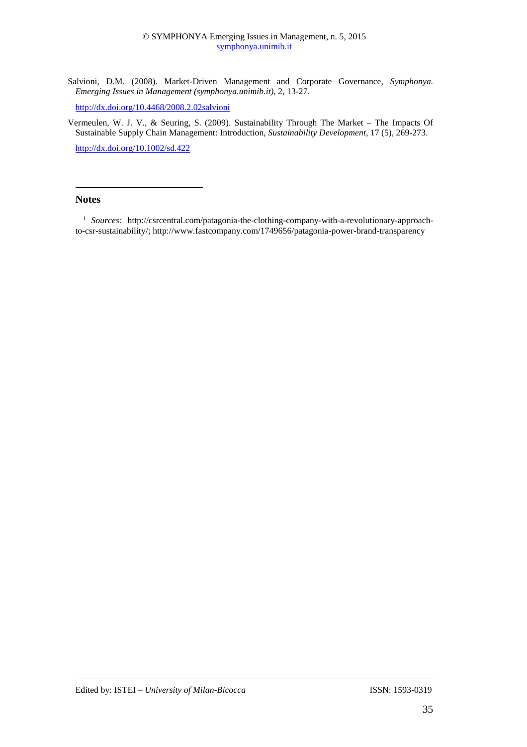Salvioni, D.M. (2008). Market-Driven Management and Corporate Governance, *Symphonya. Emerging Issues in Management (symphonya.unimib.it)*, 2, 13-27.

http://dx.doi.org/10.4468/2008.2.02salvioni

Vermeulen, W. J. V., & Seuring, S. (2009). Sustainability Through The Market – The Impacts Of Sustainable Supply Chain Management: Introduction, *Sustainability Development*, 17 (5), 269-273.

http://dx.doi.org/10.1002/sd.422

## Notes

[1] *Sources:* http://csrcentral.com/patagonia-the-clothing-company-with-a-revolutionary-approach-to-csr-sustainability/; http://www.fastcompany.com/1749656/patagonia-power-brand-transparency